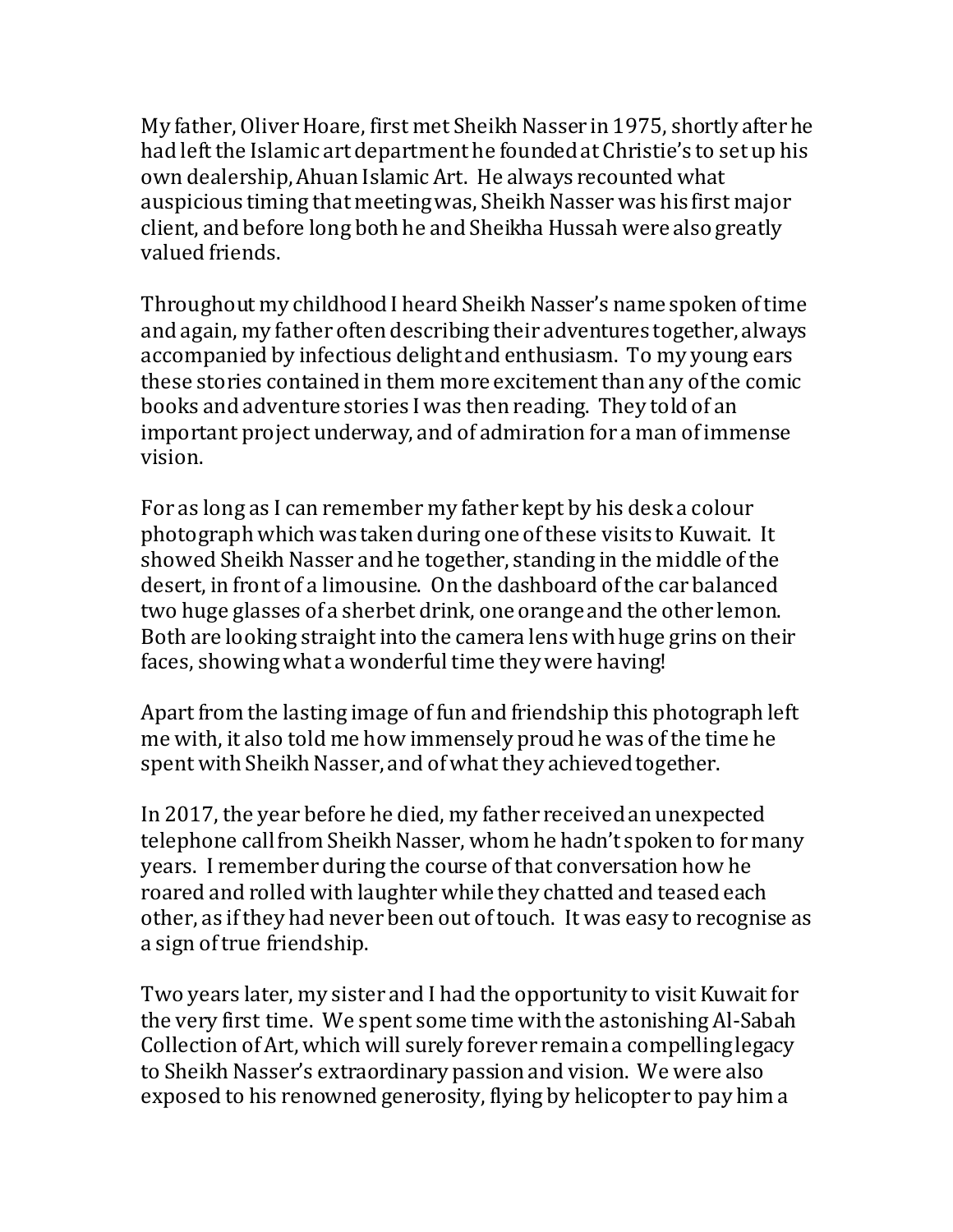My father, Oliver Hoare, first met Sheikh Nasser in 1975, shortly after he had left the Islamic art department he founded at Christie's to set up his own dealership, Ahuan Islamic Art. He always recounted what auspicious timing that meeting was, Sheikh Nasser was his first major client, and before long both he and Sheikha Hussah were also greatly valued friends.

Throughout my childhood I heard Sheikh Nasser's name spoken of time and again, my father often describing their adventures together, always accompanied by infectious delight and enthusiasm. To my young ears these stories contained in them more excitement than any of the comic books and adventure stories I was then reading. They told of an important project underway, and of admiration for a man of immense vision.

For as long as I can remember my father kept by his desk a colour photograph which was taken during one of these visits to Kuwait. It showed Sheikh Nasser and he together, standing in the middle of the desert, in front of a limousine. On the dashboard of the car balanced two huge glasses of a sherbet drink, one orange and the other lemon. Both are looking straight into the camera lens with huge grins on their faces, showing what a wonderful time they were having!

Apart from the lasting image of fun and friendship this photograph left me with, it also told me how immensely proud he was of the time he spent with Sheikh Nasser, and of what they achieved together.

In 2017, the year before he died, my father received an unexpected telephone call from Sheikh Nasser, whom he hadn't spoken to for many years. I remember during the course of that conversation how he roared and rolled with laughter while they chatted and teased each other, as if they had never been out of touch. It was easy to recognise as a sign of true friendship.

Two years later, my sister and I had the opportunity to visit Kuwait for the very first time. We spent some time with the astonishing Al-Sabah Collection of Art, which will surely forever remain a compelling legacy to Sheikh Nasser's extraordinary passion and vision. We were also exposed to his renowned generosity, flying by helicopter to pay him a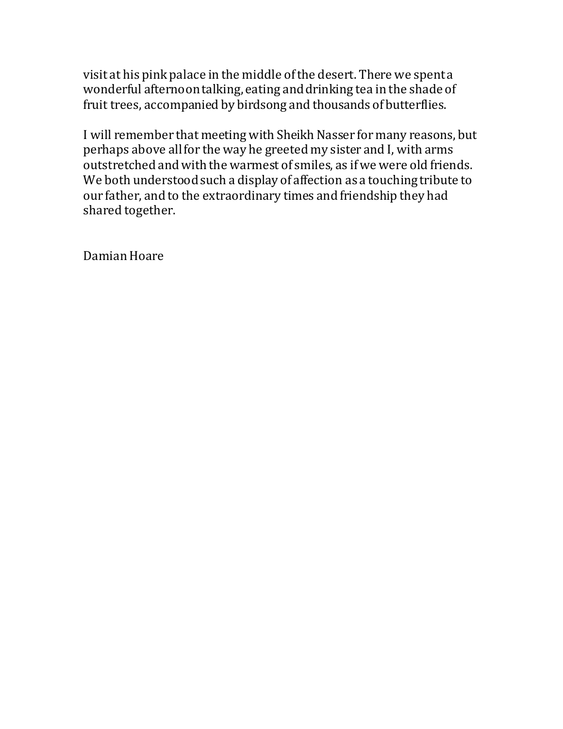visit at his pink palace in the middle of the desert. There we spent a wonderful afternoon talking, eating and drinking tea in the shade of fruit trees, accompanied by birdsong and thousands of butterflies.

I will remember that meeting with Sheikh Nasser for many reasons, but perhaps above all for the way he greeted my sister and I, with arms outstretched and with the warmest of smiles, as if we were old friends. We both understood such a display of affection as a touching tribute to our father, and to the extraordinary times and friendship they had shared together.

Damian Hoare